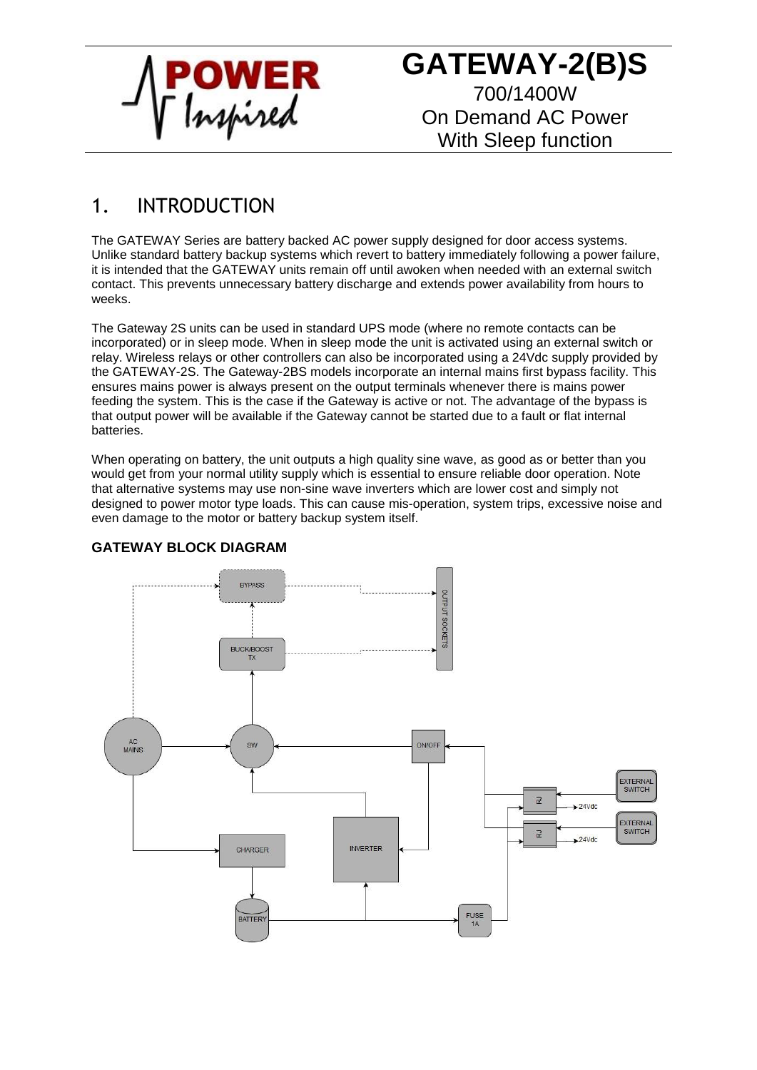# GATEWAY-2(B)S

700/1400W
On Demand AC Power
With Sleep function

## 1. INTRODUCTION

The GATEWAY Series are battery backed AC power supply designed for door access systems. Unlike standard battery backup systems which revert to battery immediately following a power failure, it is intended that the GATEWAY units remain off until awoken when needed with an external switch contact. This prevents unnecessary battery discharge and extends power availability from hours to weeks.

The Gateway 2S units can be used in standard UPS mode (where no remote contacts can be incorporated) or in sleep mode. When in sleep mode the unit is activated using an external switch or relay. Wireless relays or other controllers can also be incorporated using a 24Vdc supply provided by the GATEWAY-2S. The Gateway-2BS models incorporate an internal mains first bypass facility. This ensures mains power is always present on the output terminals whenever there is mains power feeding the system. This is the case if the Gateway is active or not. The advantage of the bypass is that output power will be available if the Gateway cannot be started due to a fault or flat internal batteries.

When operating on battery, the unit outputs a high quality sine wave, as good as or better than you would get from your normal utility supply which is essential to ensure reliable door operation. Note that alternative systems may use non-sine wave inverters which are lower cost and simply not designed to power motor type loads. This can cause mis-operation, system trips, excessive noise and even damage to the motor or battery backup system itself.

**GATEWAY BLOCK DIAGRAM**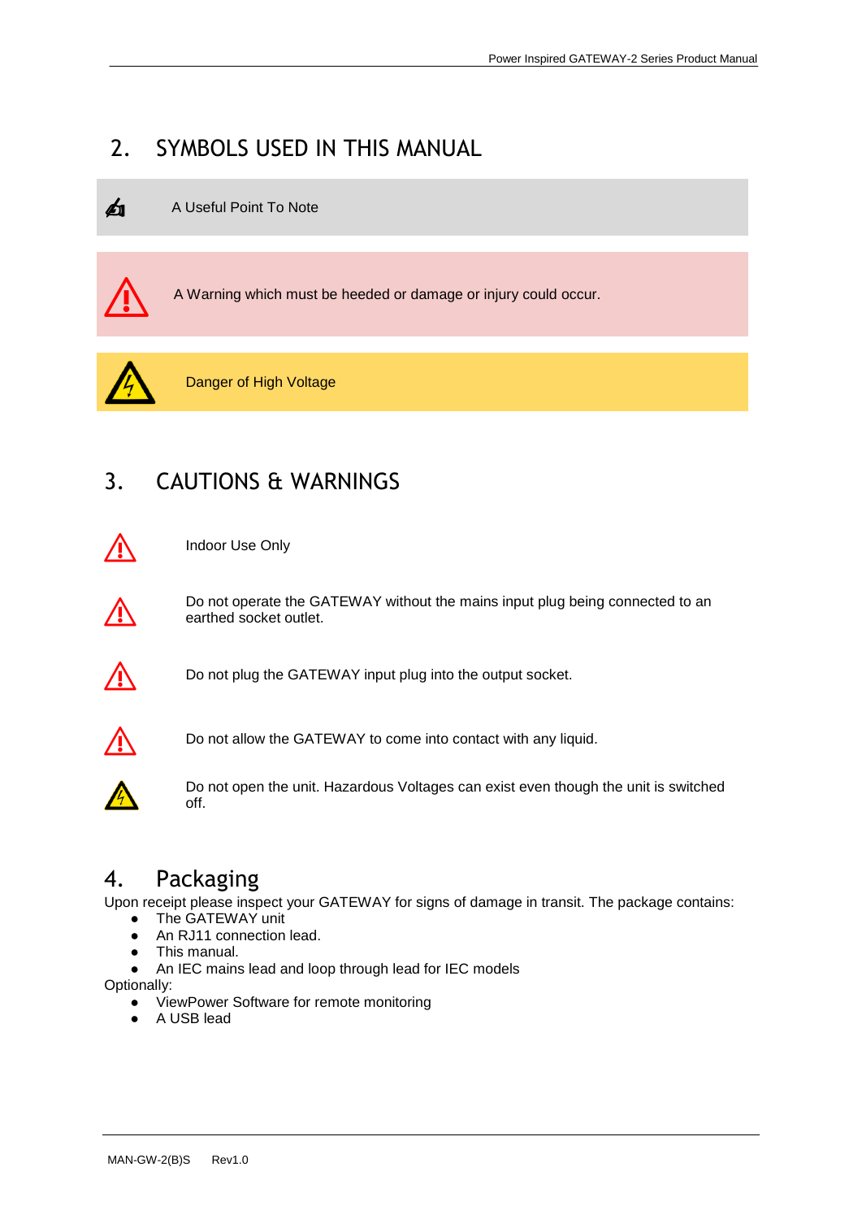## 2. SYMBOLS USED IN THIS MANUAL

A Useful Point To Note

A Warning which must be heeded or damage or injury could occur.

Danger of High Voltage

## 3. CAUTIONS & WARNINGS

Indoor Use Only

Do not operate the GATEWAY without the mains input plug being connected to an earthed socket outlet.

Do not plug the GATEWAY input plug into the output socket.

Do not allow the GATEWAY to come into contact with any liquid.

Do not open the unit. Hazardous Voltages can exist even though the unit is switched off.

## 4. Packaging

Upon receipt please inspect your GATEWAY for signs of damage in transit. The package contains:

- The GATEWAY unit
- An RJ11 connection lead.
- This manual.
- An IEC mains lead and loop through lead for IEC models

Optionally:

- ViewPower Software for remote monitoring
- A USB lead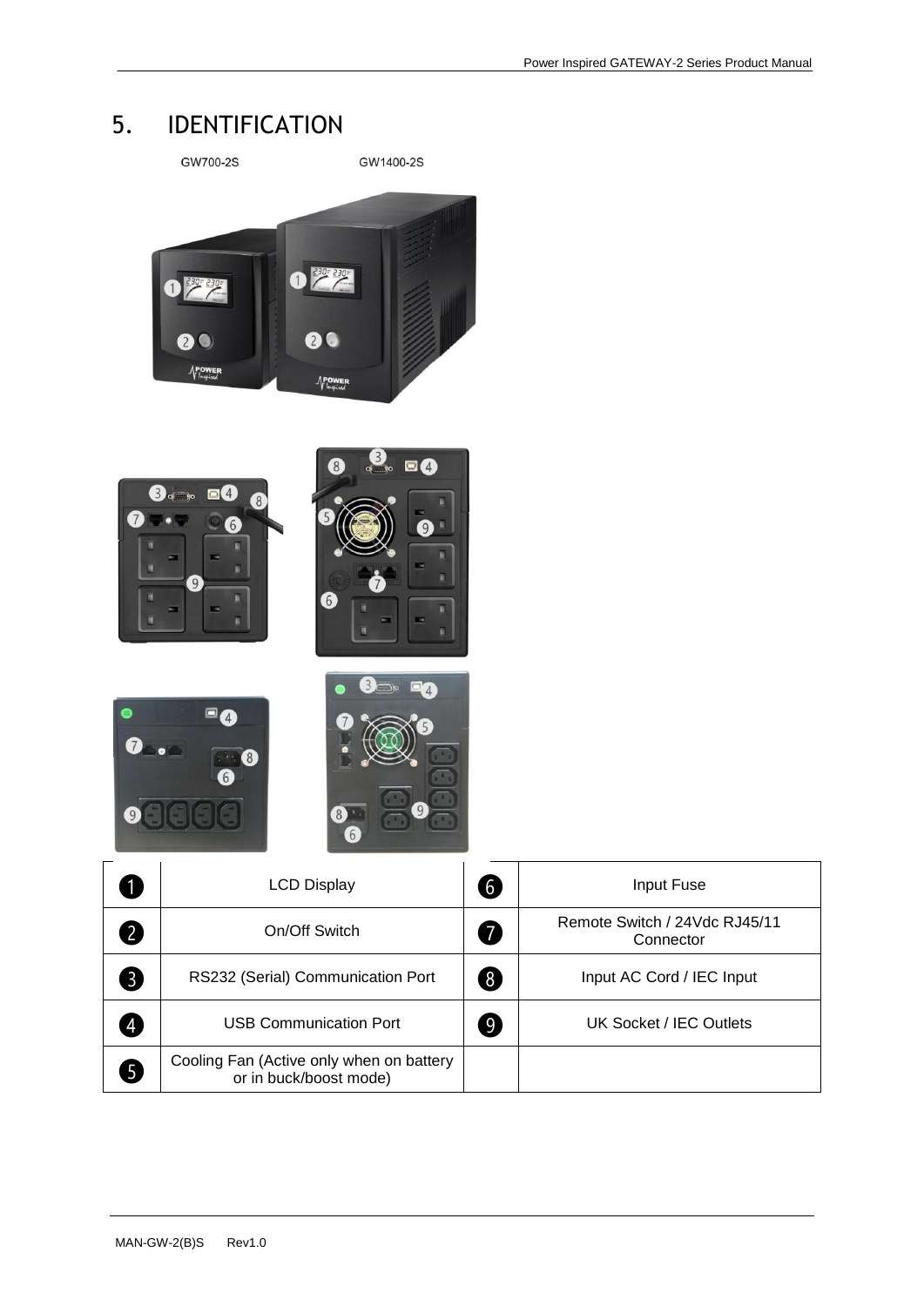# 5. IDENTIFICATION

GW700-2S

GW1400-2S

| | | | |
|---|---|---|---|
| 1 | LCD Display | 6 | Input Fuse |
| 2 | On/Off Switch | 7 | Remote Switch / 24Vdc RJ45/11 Connector |
| 3 | RS232 (Serial) Communication Port | 8 | Input AC Cord / IEC Input |
| 4 | USB Communication Port | 9 | UK Socket / IEC Outlets |
| 5 | Cooling Fan (Active only when on battery or in buck/boost mode) | | |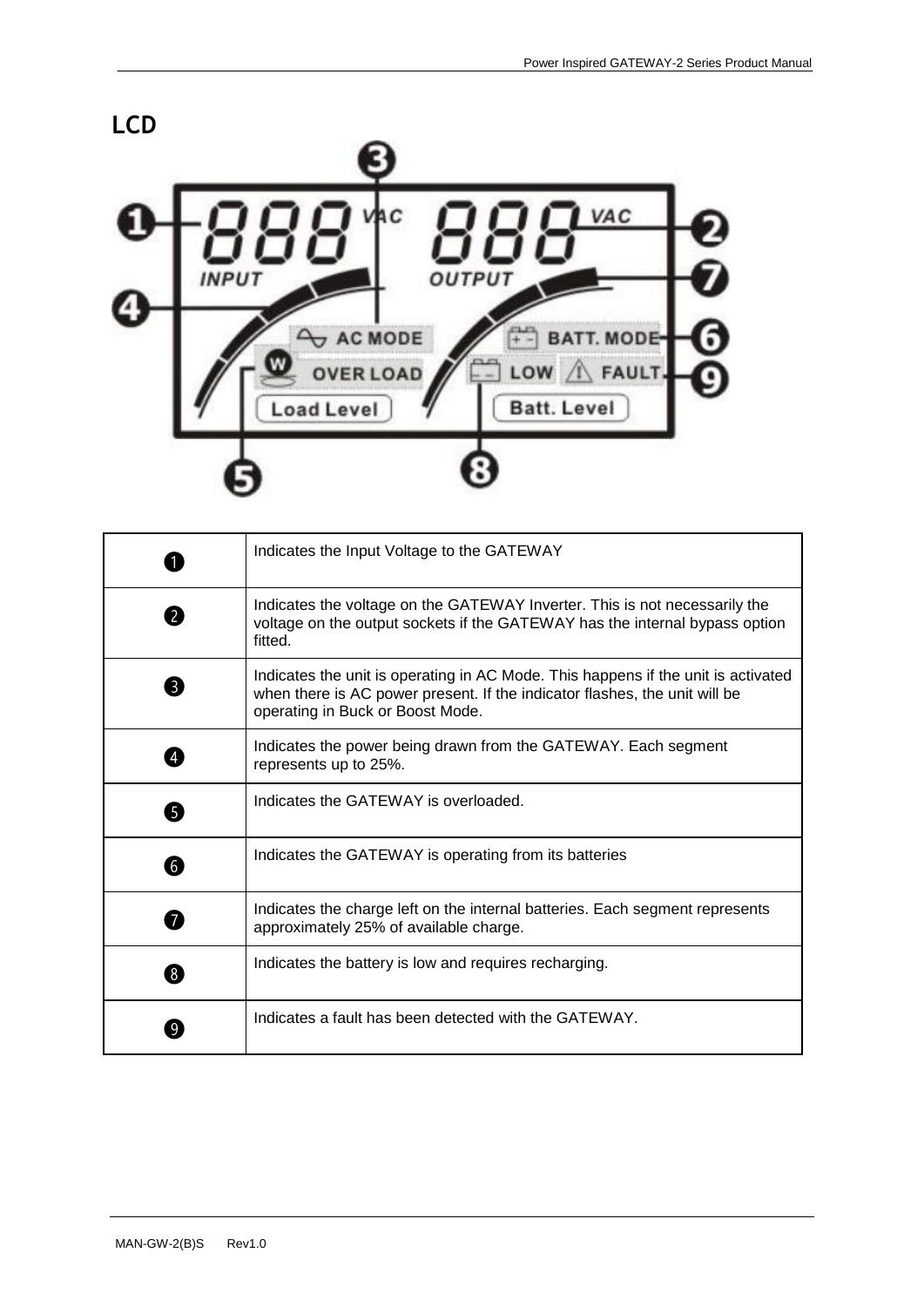## LCD

| | |
|---|---|
| ❶ | Indicates the Input Voltage to the GATEWAY |
| ❷ | Indicates the voltage on the GATEWAY Inverter. This is not necessarily the voltage on the output sockets if the GATEWAY has the internal bypass option fitted. |
| ❸ | Indicates the unit is operating in AC Mode. This happens if the unit is activated when there is AC power present. If the indicator flashes, the unit will be operating in Buck or Boost Mode. |
| ❹ | Indicates the power being drawn from the GATEWAY. Each segment represents up to 25%. |
| ❺ | Indicates the GATEWAY is overloaded. |
| ❻ | Indicates the GATEWAY is operating from its batteries |
| ❼ | Indicates the charge left on the internal batteries. Each segment represents approximately 25% of available charge. |
| ❽ | Indicates the battery is low and requires recharging. |
| ❾ | Indicates a fault has been detected with the GATEWAY. |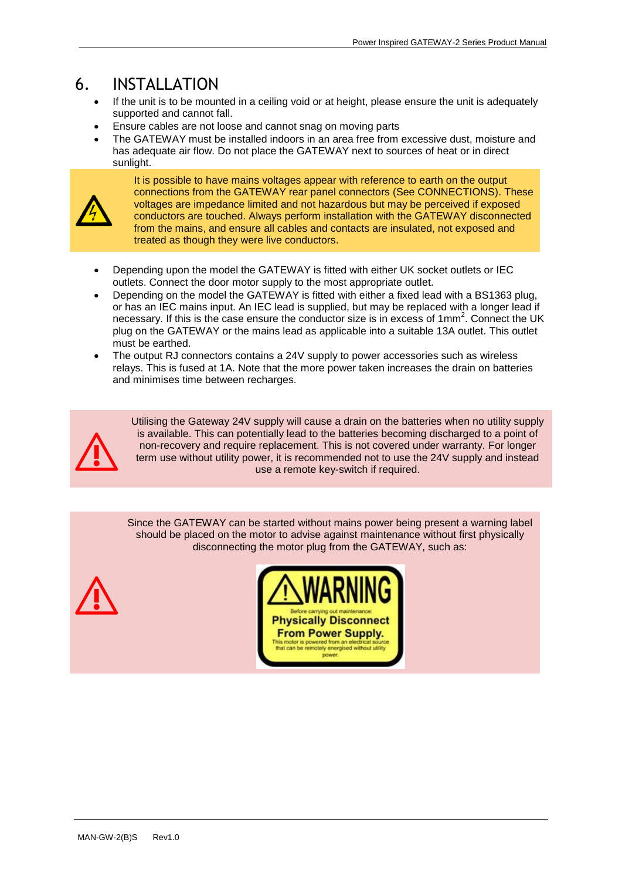# 6. INSTALLATION

- If the unit is to be mounted in a ceiling void or at height, please ensure the unit is adequately supported and cannot fall.
- Ensure cables are not loose and cannot snag on moving parts
- The GATEWAY must be installed indoors in an area free from excessive dust, moisture and has adequate air flow. Do not place the GATEWAY next to sources of heat or in direct sunlight.

It is possible to have mains voltages appear with reference to earth on the output connections from the GATEWAY rear panel connectors (See CONNECTIONS). These voltages are impedance limited and not hazardous but may be perceived if exposed conductors are touched. Always perform installation with the GATEWAY disconnected from the mains, and ensure all cables and contacts are insulated, not exposed and treated as though they were live conductors.

- Depending upon the model the GATEWAY is fitted with either UK socket outlets or IEC outlets. Connect the door motor supply to the most appropriate outlet.
- Depending on the model the GATEWAY is fitted with either a fixed lead with a BS1363 plug, or has an IEC mains input. An IEC lead is supplied, but may be replaced with a longer lead if necessary. If this is the case ensure the conductor size is in excess of 1mm$^2$. Connect the UK plug on the GATEWAY or the mains lead as applicable into a suitable 13A outlet. This outlet must be earthed.
- The output RJ connectors contains a 24V supply to power accessories such as wireless relays. This is fused at 1A. Note that the more power taken increases the drain on batteries and minimises time between recharges.

Utilising the Gateway 24V supply will cause a drain on the batteries when no utility supply is available. This can potentially lead to the batteries becoming discharged to a point of non-recovery and require replacement. This is not covered under warranty. For longer term use without utility power, it is recommended not to use the 24V supply and instead use a remote key-switch if required.

Since the GATEWAY can be started without mains power being present a warning label should be placed on the motor to advise against maintenance without first physically disconnecting the motor plug from the GATEWAY, such as:

**WARNING**

Before carrying out maintenance:

**Physically Disconnect From Power Supply.**

This motor is powered from an electrical source that can be remotely energised without utility power.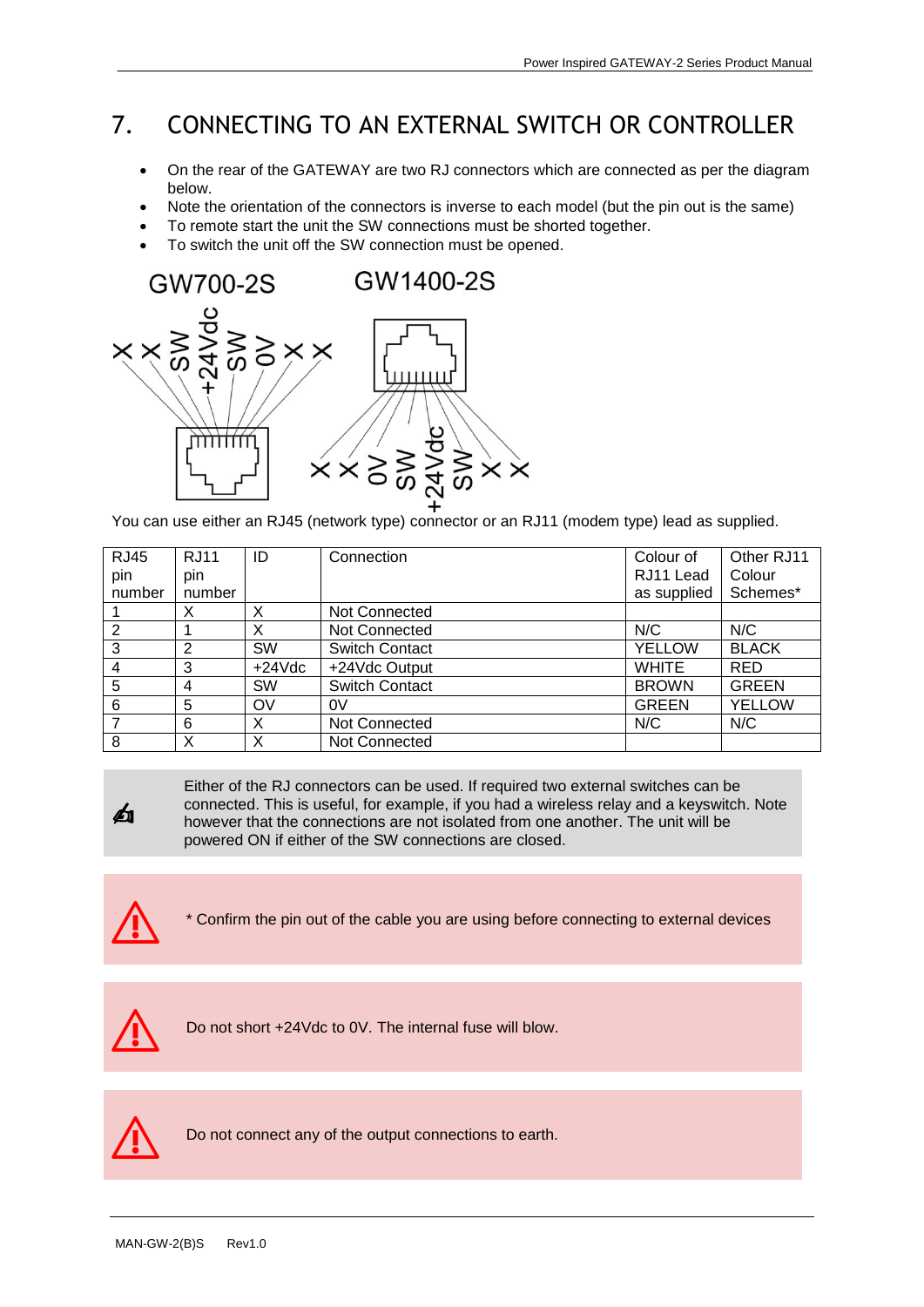# 7. CONNECTING TO AN EXTERNAL SWITCH OR CONTROLLER

- On the rear of the GATEWAY are two RJ connectors which are connected as per the diagram below.
- Note the orientation of the connectors is inverse to each model (but the pin out is the same)
- To remote start the unit the SW connections must be shorted together.
- To switch the unit off the SW connection must be opened.

GW700-2S GW1400-2S

X X SW +24Vdc SW 0V X X

X X 0V SW +24Vdc SW X X

You can use either an RJ45 (network type) connector or an RJ11 (modem type) lead as supplied.

| RJ45 pin number | RJ11 pin number | ID | Connection | Colour of RJ11 Lead as supplied | Other RJ11 Colour Schemes* |
|---|---|---|---|---|---|
| 1 | X | X | Not Connected | | |
| 2 | 1 | X | Not Connected | N/C | N/C |
| 3 | 2 | SW | Switch Contact | YELLOW | BLACK |
| 4 | 3 | +24Vdc | +24Vdc Output | WHITE | RED |
| 5 | 4 | SW | Switch Contact | BROWN | GREEN |
| 6 | 5 | OV | 0V | GREEN | YELLOW |
| 7 | 6 | X | Not Connected | N/C | N/C |
| 8 | X | X | Not Connected | | |

Either of the RJ connectors can be used. If required two external switches can be connected. This is useful, for example, if you had a wireless relay and a keyswitch. Note however that the connections are not isolated from one another. The unit will be powered ON if either of the SW connections are closed.

* Confirm the pin out of the cable you are using before connecting to external devices

Do not short +24Vdc to 0V. The internal fuse will blow.

Do not connect any of the output connections to earth.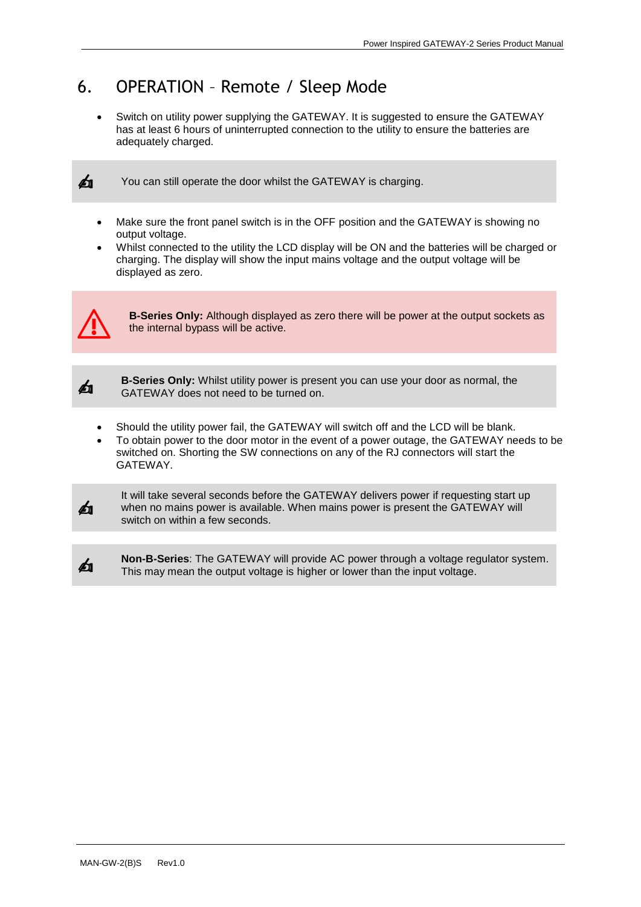# 6. OPERATION – Remote / Sleep Mode

- Switch on utility power supplying the GATEWAY. It is suggested to ensure the GATEWAY has at least 6 hours of uninterrupted connection to the utility to ensure the batteries are adequately charged.

> ✍ You can still operate the door whilst the GATEWAY is charging.

- Make sure the front panel switch is in the OFF position and the GATEWAY is showing no output voltage.
- Whilst connected to the utility the LCD display will be ON and the batteries will be charged or charging. The display will show the input mains voltage and the output voltage will be displayed as zero.

> ⚠ **B-Series Only:** Although displayed as zero there will be power at the output sockets as the internal bypass will be active.

> ✍ **B-Series Only:** Whilst utility power is present you can use your door as normal, the GATEWAY does not need to be turned on.

- Should the utility power fail, the GATEWAY will switch off and the LCD will be blank.
- To obtain power to the door motor in the event of a power outage, the GATEWAY needs to be switched on. Shorting the SW connections on any of the RJ connectors will start the GATEWAY.

> ✍ It will take several seconds before the GATEWAY delivers power if requesting start up when no mains power is available. When mains power is present the GATEWAY will switch on within a few seconds.

> ✍ **Non-B-Series**: The GATEWAY will provide AC power through a voltage regulator system. This may mean the output voltage is higher or lower than the input voltage.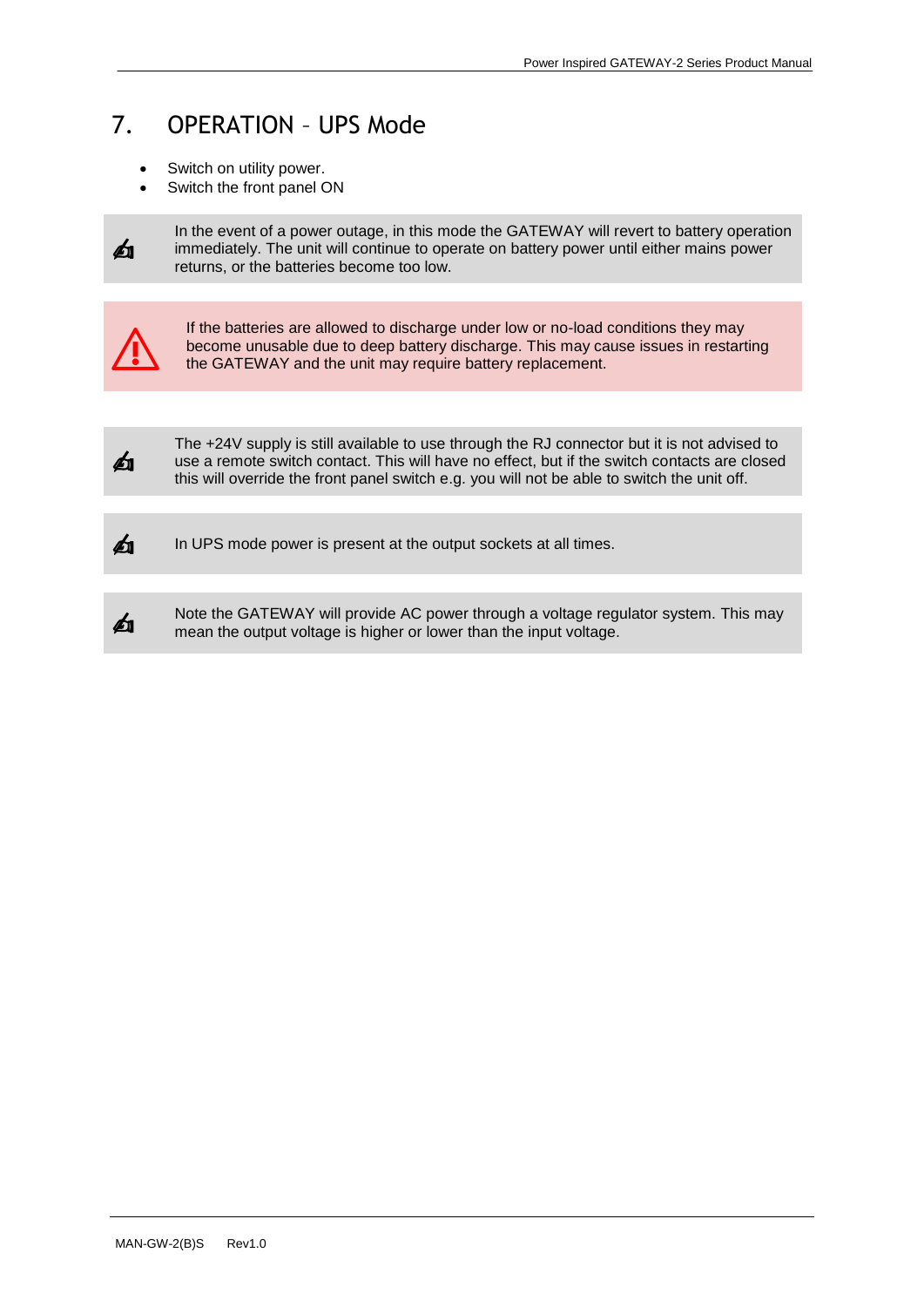# 7. OPERATION – UPS Mode

- Switch on utility power.
- Switch the front panel ON

> In the event of a power outage, in this mode the GATEWAY will revert to battery operation immediately. The unit will continue to operate on battery power until either mains power returns, or the batteries become too low.

> ⚠ If the batteries are allowed to discharge under low or no-load conditions they may become unusable due to deep battery discharge. This may cause issues in restarting the GATEWAY and the unit may require battery replacement.

> The +24V supply is still available to use through the RJ connector but it is not advised to use a remote switch contact. This will have no effect, but if the switch contacts are closed this will override the front panel switch e.g. you will not be able to switch the unit off.

> In UPS mode power is present at the output sockets at all times.

> Note the GATEWAY will provide AC power through a voltage regulator system. This may mean the output voltage is higher or lower than the input voltage.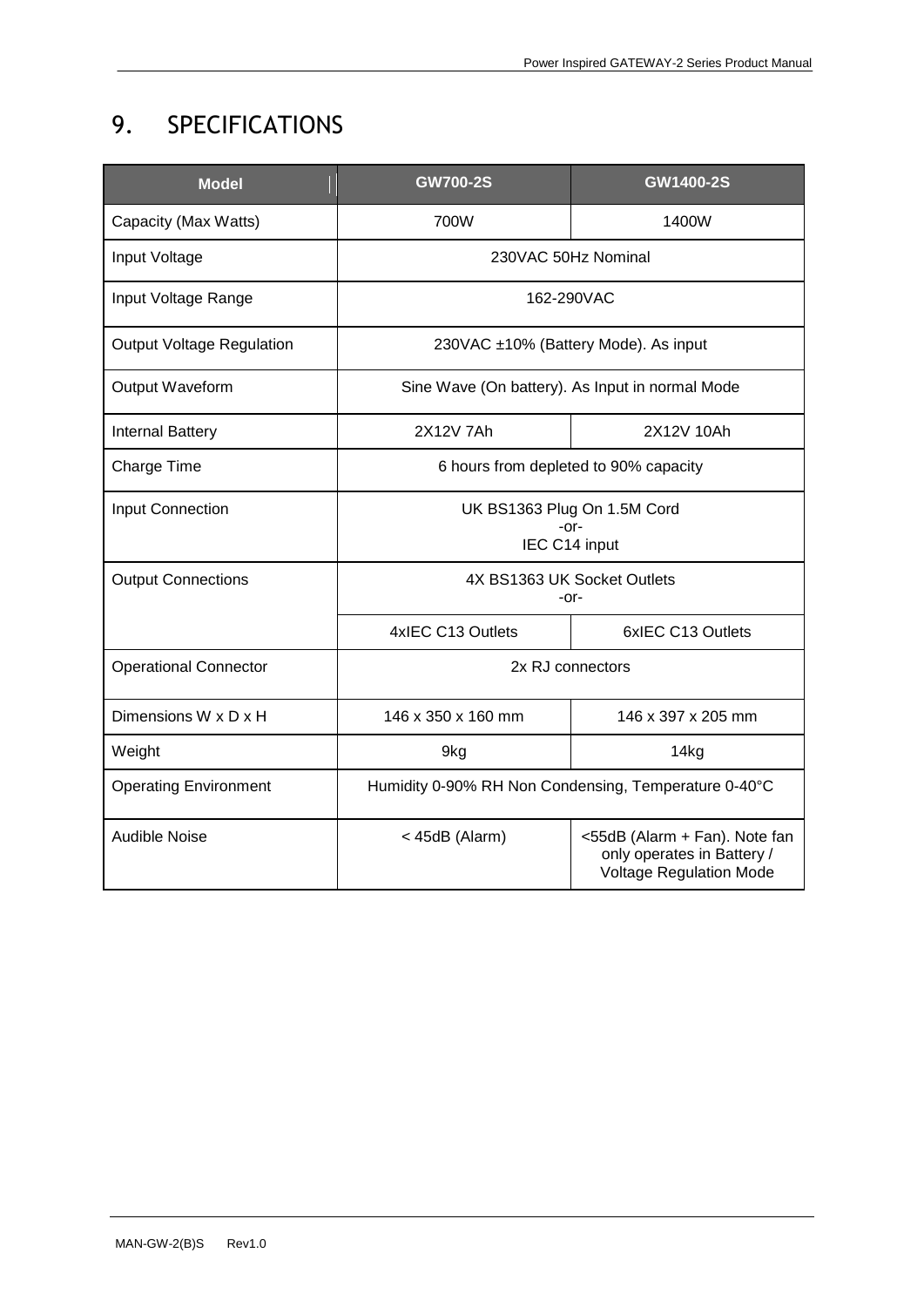# 9. SPECIFICATIONS

| Model | GW700-2S | GW1400-2S |
|---|---|---|
| Capacity (Max Watts) | 700W | 1400W |
| Input Voltage | 230VAC 50Hz Nominal | |
| Input Voltage Range | 162-290VAC | |
| Output Voltage Regulation | 230VAC ±10% (Battery Mode). As input | |
| Output Waveform | Sine Wave (On battery). As Input in normal Mode | |
| Internal Battery | 2X12V 7Ah | 2X12V 10Ah |
| Charge Time | 6 hours from depleted to 90% capacity | |
| Input Connection | UK BS1363 Plug On 1.5M Cord<br>-or-<br>IEC C14 input | |
| Output Connections | 4X BS1363 UK Socket Outlets<br>-or- | |
| | 4xIEC C13 Outlets | 6xIEC C13 Outlets |
| Operational Connector | 2x RJ connectors | |
| Dimensions W x D x H | 146 x 350 x 160 mm | 146 x 397 x 205 mm |
| Weight | 9kg | 14kg |
| Operating Environment | Humidity 0-90% RH Non Condensing, Temperature 0-40°C | |
| Audible Noise | < 45dB (Alarm) | <55dB (Alarm + Fan). Note fan only operates in Battery / Voltage Regulation Mode |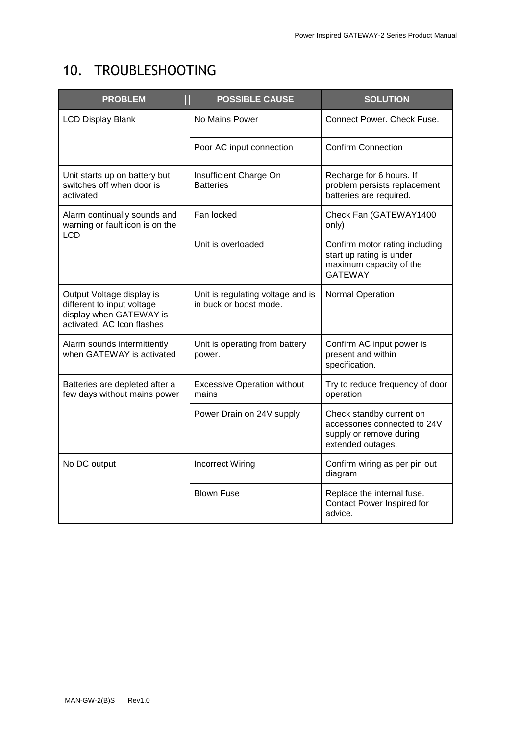# 10. TROUBLESHOOTING

| PROBLEM | POSSIBLE CAUSE | SOLUTION |
|---|---|---|
| LCD Display Blank | No Mains Power | Connect Power. Check Fuse. |
| | Poor AC input connection | Confirm Connection |
| Unit starts up on battery but switches off when door is activated | Insufficient Charge On Batteries | Recharge for 6 hours. If problem persists replacement batteries are required. |
| Alarm continually sounds and warning or fault icon is on the LCD | Fan locked | Check Fan (GATEWAY1400 only) |
| | Unit is overloaded | Confirm motor rating including start up rating is under maximum capacity of the GATEWAY |
| Output Voltage display is different to input voltage display when GATEWAY is activated. AC Icon flashes | Unit is regulating voltage and is in buck or boost mode. | Normal Operation |
| Alarm sounds intermittently when GATEWAY is activated | Unit is operating from battery power. | Confirm AC input power is present and within specification. |
| Batteries are depleted after a few days without mains power | Excessive Operation without mains | Try to reduce frequency of door operation |
| | Power Drain on 24V supply | Check standby current on accessories connected to 24V supply or remove during extended outages. |
| No DC output | Incorrect Wiring | Confirm wiring as per pin out diagram |
| | Blown Fuse | Replace the internal fuse. Contact Power Inspired for advice. |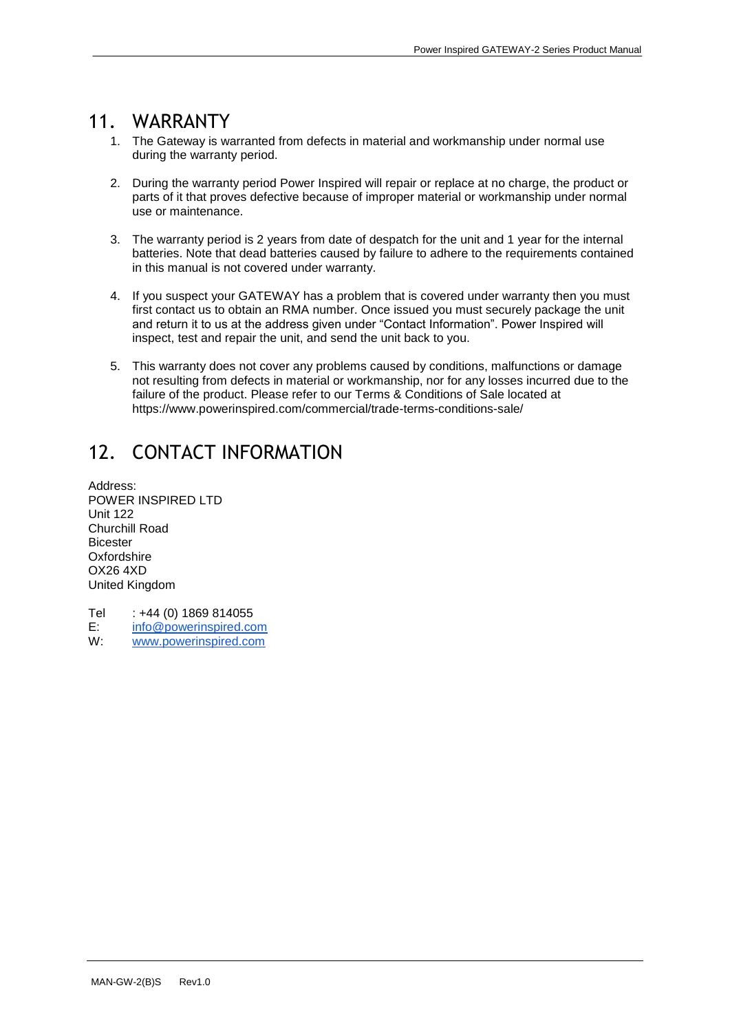# 11. WARRANTY

1. The Gateway is warranted from defects in material and workmanship under normal use during the warranty period.

2. During the warranty period Power Inspired will repair or replace at no charge, the product or parts of it that proves defective because of improper material or workmanship under normal use or maintenance.

3. The warranty period is 2 years from date of despatch for the unit and 1 year for the internal batteries. Note that dead batteries caused by failure to adhere to the requirements contained in this manual is not covered under warranty.

4. If you suspect your GATEWAY has a problem that is covered under warranty then you must first contact us to obtain an RMA number. Once issued you must securely package the unit and return it to us at the address given under "Contact Information". Power Inspired will inspect, test and repair the unit, and send the unit back to you.

5. This warranty does not cover any problems caused by conditions, malfunctions or damage not resulting from defects in material or workmanship, nor for any losses incurred due to the failure of the product. Please refer to our Terms & Conditions of Sale located at https://www.powerinspired.com/commercial/trade-terms-conditions-sale/

# 12. CONTACT INFORMATION

Address:
POWER INSPIRED LTD
Unit 122
Churchill Road
Bicester
Oxfordshire
OX26 4XD
United Kingdom

Tel : +44 (0) 1869 814055
E: info@powerinspired.com
W: www.powerinspired.com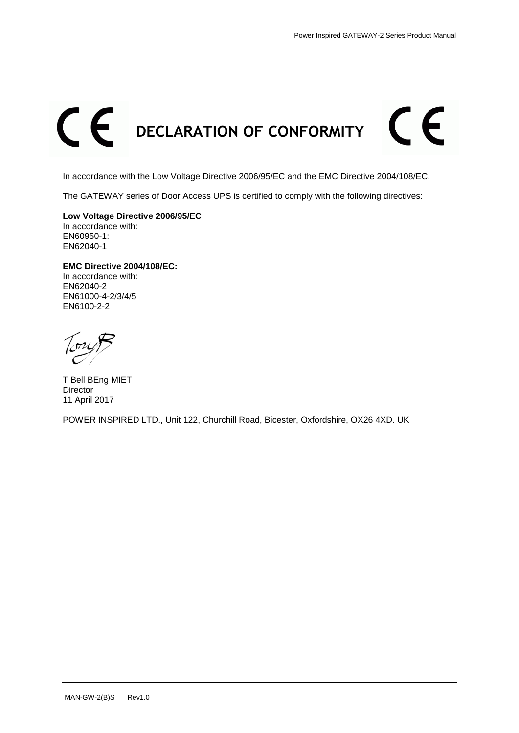# CE DECLARATION OF CONFORMITY CE

In accordance with the Low Voltage Directive 2006/95/EC and the EMC Directive 2004/108/EC.

The GATEWAY series of Door Access UPS is certified to comply with the following directives:

**Low Voltage Directive 2006/95/EC**
In accordance with:
EN60950-1:
EN62040-1

**EMC Directive 2004/108/EC:**
In accordance with:
EN62040-2
EN61000-4-2/3/4/5
EN6100-2-2

T Bell BEng MIET
Director
11 April 2017

POWER INSPIRED LTD., Unit 122, Churchill Road, Bicester, Oxfordshire, OX26 4XD. UK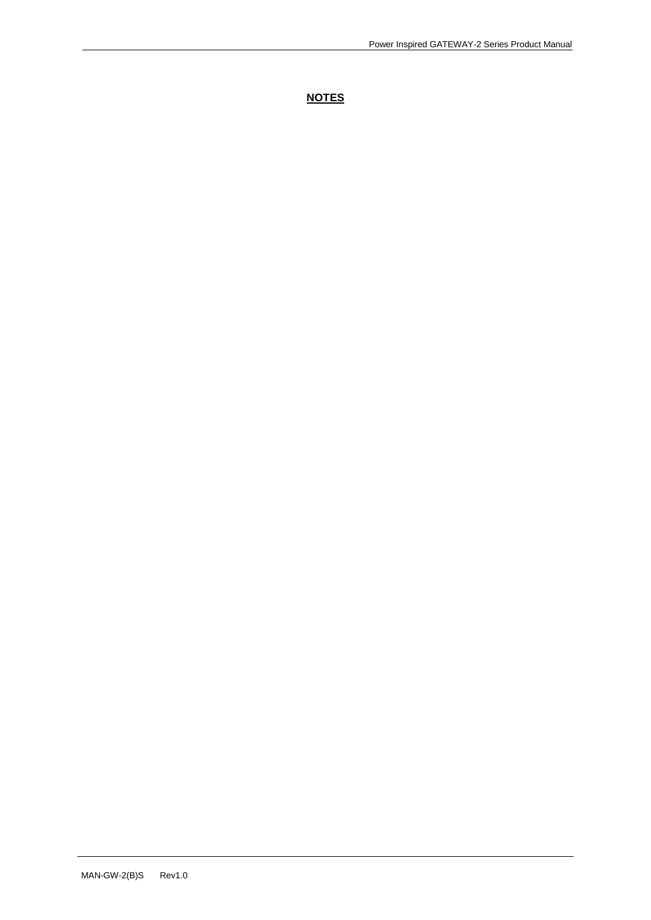**NOTES**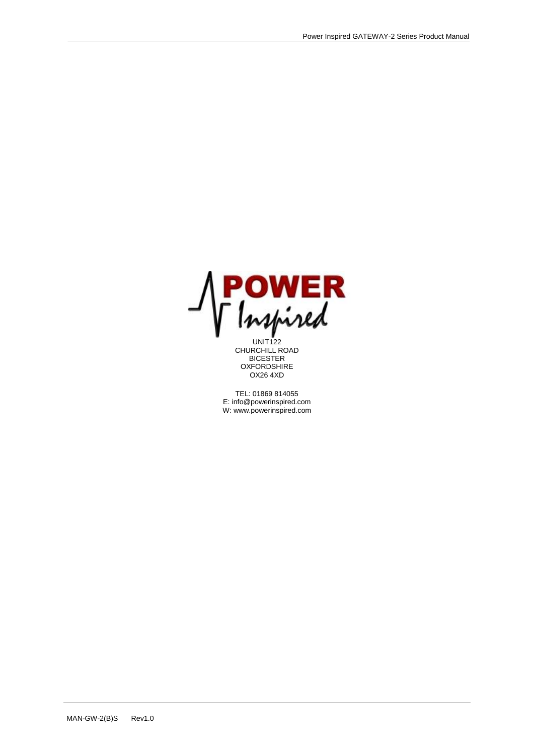UNIT122
CHURCHILL ROAD
BICESTER
OXFORDSHIRE
OX26 4XD

TEL: 01869 814055
E: info@powerinspired.com
W: www.powerinspired.com